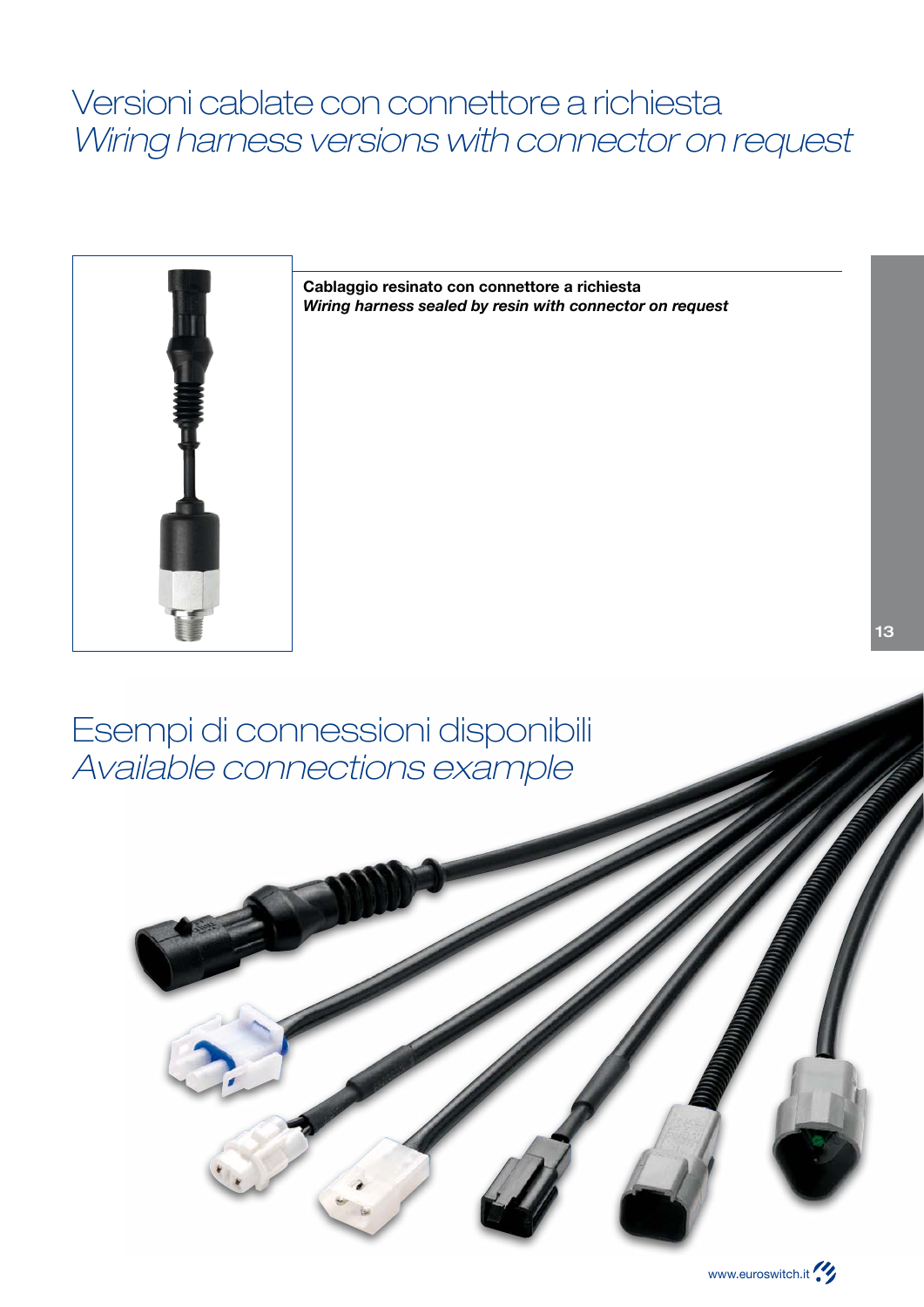# Versioni cablate con connettore a richiesta
# *Wiring harness versions with connector on request*

**Cablaggio resinato con connettore a richiesta**
***Wiring harness sealed by resin with connector on request***

# Esempi di connessioni disponibili
# *Available connections example*

www.euroswitch.it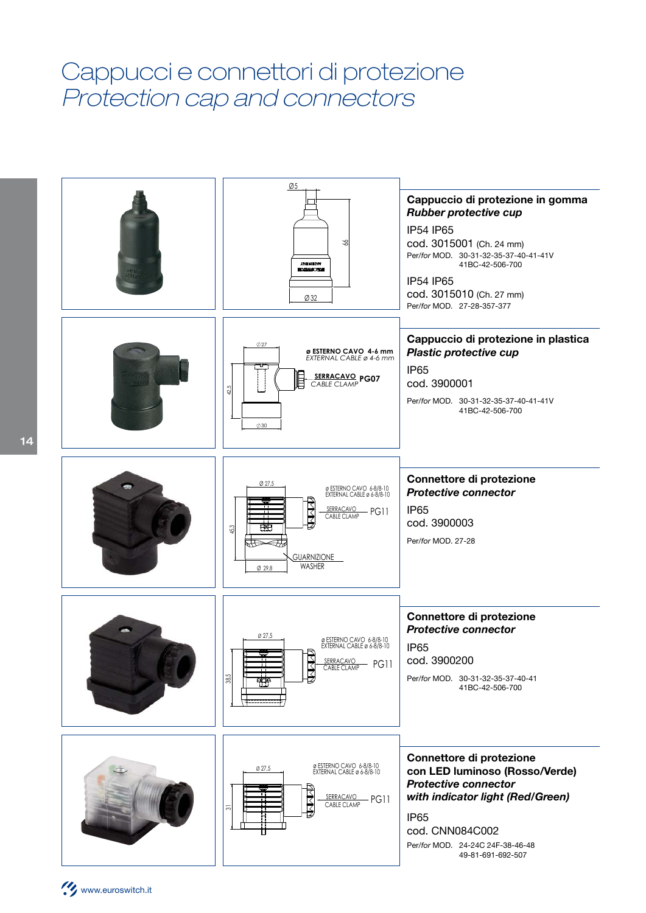# Cappucci e connettori di protezione
# *Protection cap and connectors*

Ø5

66

Ø 32

### Cappuccio di protezione in gomma
### *Rubber protective cup*

IP54 IP65
cod. 3015001 (Ch. 24 mm)
Per/*for* MOD. 30-31-32-35-37-40-41-41V
41BC-42-506-700

IP54 IP65
cod. 3015010 (Ch. 27 mm)
Per/*for* MOD. 27-28-357-377

Ø 27

ø ESTERNO CAVO 4-6 mm
*EXTERNAL CABLE ø 4-6 mm*

SERRACAVO PG07
CABLE CLAMP

42,5

Ø 30

### Cappuccio di protezione in plastica
### *Plastic protective cup*

IP65
cod. 3900001

Per/*for* MOD. 30-31-32-35-37-40-41-41V
41BC-42-506-700

Ø 27,5

ø ESTERNO CAVO 6-8/8-10
EXTERNAL CABLE ø 6-8/8-10

SERRACAVO PG11
CABLE CLAMP

45,3

GUARNIZIONE
WASHER

Ø 29,8

### Connettore di protezione
### *Protective connector*

IP65
cod. 3900003

Per/*for* MOD. 27-28

Ø 27,5

ø ESTERNO CAVO 6-8/8-10
EXTERNAL CABLE ø 6-8/8-10

SERRACAVO PG11
CABLE CLAMP

38,5

### Connettore di protezione
### *Protective connector*

IP65
cod. 3900200

Per/*for* MOD. 30-31-32-35-37-40-41
41BC-42-506-700

Ø 27,5

ø ESTERNO CAVO 6-8/8-10
EXTERNAL CABLE ø 6-8/8-10

SERRACAVO PG11
CABLE CLAMP

31

### Connettore di protezione con LED luminoso (Rosso/Verde)
### *Protective connector with indicator light (Red/Green)*

IP65
cod. CNN084C002
Per/*for* MOD. 24-24C 24F-38-46-48
49-81-691-692-507

www.euroswitch.it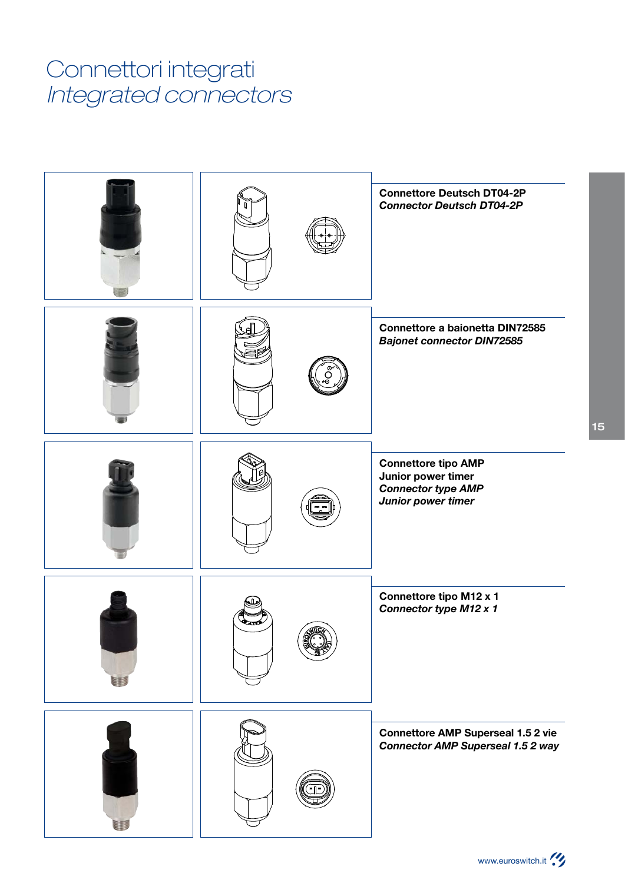# Connettori integrati
# *Integrated connectors*

**Connettore Deutsch DT04-2P**
***Connector Deutsch DT04-2P***

**Connettore a baionetta DIN72585**
***Bajonet connector DIN72585***

**Connettore tipo AMP Junior power timer**
***Connector type AMP Junior power timer***

**Connettore tipo M12 x 1**
***Connector type M12 x 1***

**Connettore AMP Superseal 1.5 2 vie**
***Connector AMP Superseal 1.5 2 way***

www.euroswitch.it